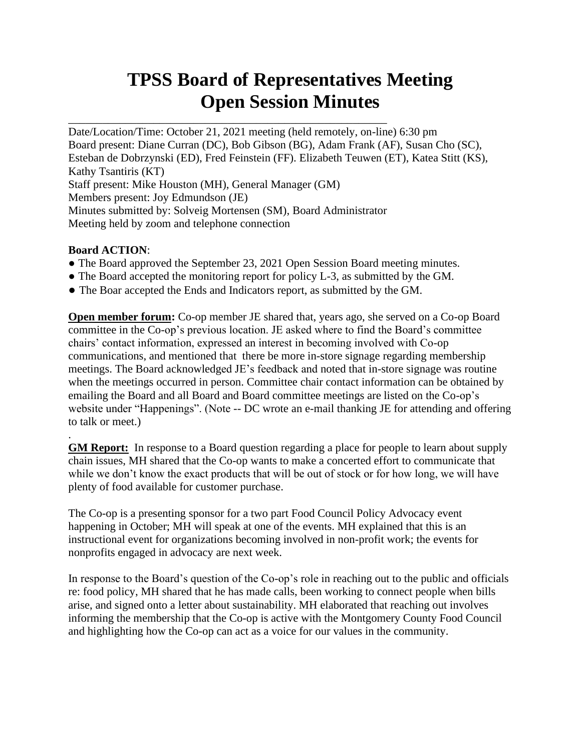# TPSS Board of Representatives Meeting
# Open Session Minutes

---

Date/Location/Time: October 21, 2021 meeting (held remotely, on-line) 6:30 pm
Board present: Diane Curran (DC), Bob Gibson (BG), Adam Frank (AF), Susan Cho (SC), Esteban de Dobrzynski (ED), Fred Feinstein (FF). Elizabeth Teuwen (ET), Katea Stitt (KS), Kathy Tsantiris (KT)
Staff present: Mike Houston (MH), General Manager (GM)
Members present: Joy Edmundson (JE)
Minutes submitted by: Solveig Mortensen (SM), Board Administrator
Meeting held by zoom and telephone connection

**Board ACTION**:

- The Board approved the September 23, 2021 Open Session Board meeting minutes.
- The Board accepted the monitoring report for policy L-3, as submitted by the GM.
- The Boar accepted the Ends and Indicators report, as submitted by the GM.

**Open member forum:** Co-op member JE shared that, years ago, she served on a Co-op Board committee in the Co-op's previous location. JE asked where to find the Board's committee chairs' contact information, expressed an interest in becoming involved with Co-op communications, and mentioned that there be more in-store signage regarding membership meetings. The Board acknowledged JE's feedback and noted that in-store signage was routine when the meetings occurred in person. Committee chair contact information can be obtained by emailing the Board and all Board and Board committee meetings are listed on the Co-op's website under "Happenings". (Note -- DC wrote an e-mail thanking JE for attending and offering to talk or meet.)

.

**GM Report:** In response to a Board question regarding a place for people to learn about supply chain issues, MH shared that the Co-op wants to make a concerted effort to communicate that while we don't know the exact products that will be out of stock or for how long, we will have plenty of food available for customer purchase.

The Co-op is a presenting sponsor for a two part Food Council Policy Advocacy event happening in October; MH will speak at one of the events. MH explained that this is an instructional event for organizations becoming involved in non-profit work; the events for nonprofits engaged in advocacy are next week.

In response to the Board's question of the Co-op's role in reaching out to the public and officials re: food policy, MH shared that he has made calls, been working to connect people when bills arise, and signed onto a letter about sustainability. MH elaborated that reaching out involves informing the membership that the Co-op is active with the Montgomery County Food Council and highlighting how the Co-op can act as a voice for our values in the community.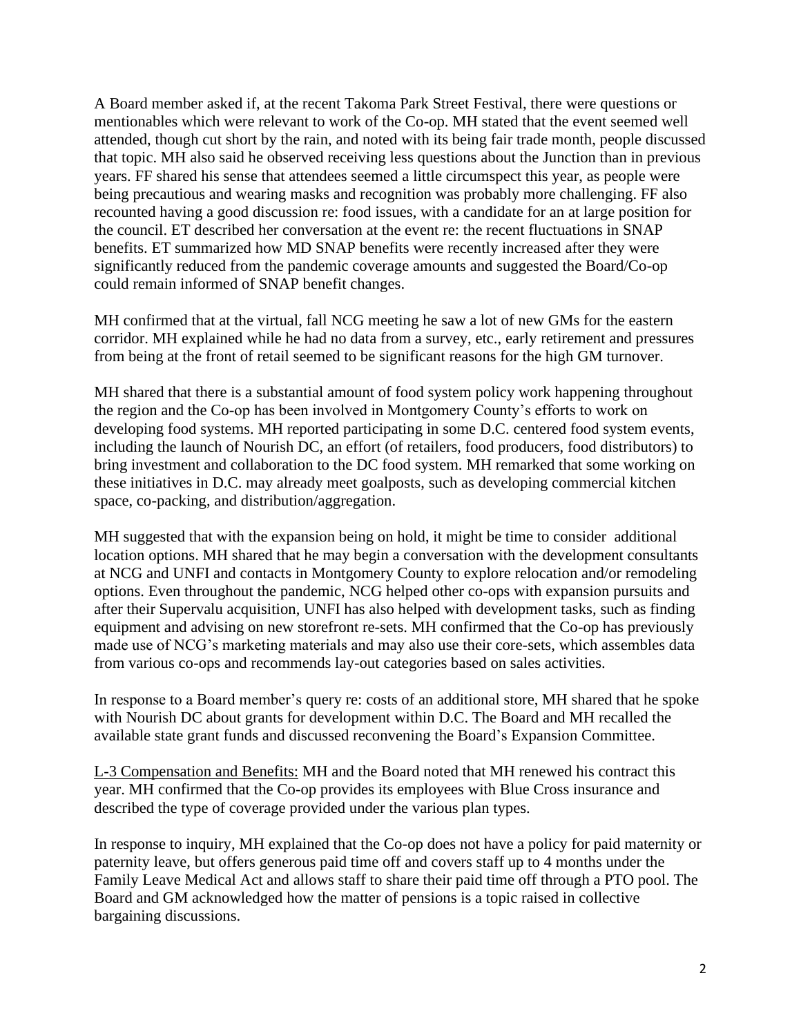A Board member asked if, at the recent Takoma Park Street Festival, there were questions or mentionables which were relevant to work of the Co-op. MH stated that the event seemed well attended, though cut short by the rain, and noted with its being fair trade month, people discussed that topic. MH also said he observed receiving less questions about the Junction than in previous years. FF shared his sense that attendees seemed a little circumspect this year, as people were being precautious and wearing masks and recognition was probably more challenging. FF also recounted having a good discussion re: food issues, with a candidate for an at large position for the council. ET described her conversation at the event re: the recent fluctuations in SNAP benefits. ET summarized how MD SNAP benefits were recently increased after they were significantly reduced from the pandemic coverage amounts and suggested the Board/Co-op could remain informed of SNAP benefit changes.

MH confirmed that at the virtual, fall NCG meeting he saw a lot of new GMs for the eastern corridor. MH explained while he had no data from a survey, etc., early retirement and pressures from being at the front of retail seemed to be significant reasons for the high GM turnover.

MH shared that there is a substantial amount of food system policy work happening throughout the region and the Co-op has been involved in Montgomery County's efforts to work on developing food systems. MH reported participating in some D.C. centered food system events, including the launch of Nourish DC, an effort (of retailers, food producers, food distributors) to bring investment and collaboration to the DC food system. MH remarked that some working on these initiatives in D.C. may already meet goalposts, such as developing commercial kitchen space, co-packing, and distribution/aggregation.

MH suggested that with the expansion being on hold, it might be time to consider additional location options. MH shared that he may begin a conversation with the development consultants at NCG and UNFI and contacts in Montgomery County to explore relocation and/or remodeling options. Even throughout the pandemic, NCG helped other co-ops with expansion pursuits and after their Supervalu acquisition, UNFI has also helped with development tasks, such as finding equipment and advising on new storefront re-sets. MH confirmed that the Co-op has previously made use of NCG's marketing materials and may also use their core-sets, which assembles data from various co-ops and recommends lay-out categories based on sales activities.

In response to a Board member's query re: costs of an additional store, MH shared that he spoke with Nourish DC about grants for development within D.C. The Board and MH recalled the available state grant funds and discussed reconvening the Board's Expansion Committee.

<u>L-3 Compensation and Benefits:</u> MH and the Board noted that MH renewed his contract this year. MH confirmed that the Co-op provides its employees with Blue Cross insurance and described the type of coverage provided under the various plan types.

In response to inquiry, MH explained that the Co-op does not have a policy for paid maternity or paternity leave, but offers generous paid time off and covers staff up to 4 months under the Family Leave Medical Act and allows staff to share their paid time off through a PTO pool. The Board and GM acknowledged how the matter of pensions is a topic raised in collective bargaining discussions.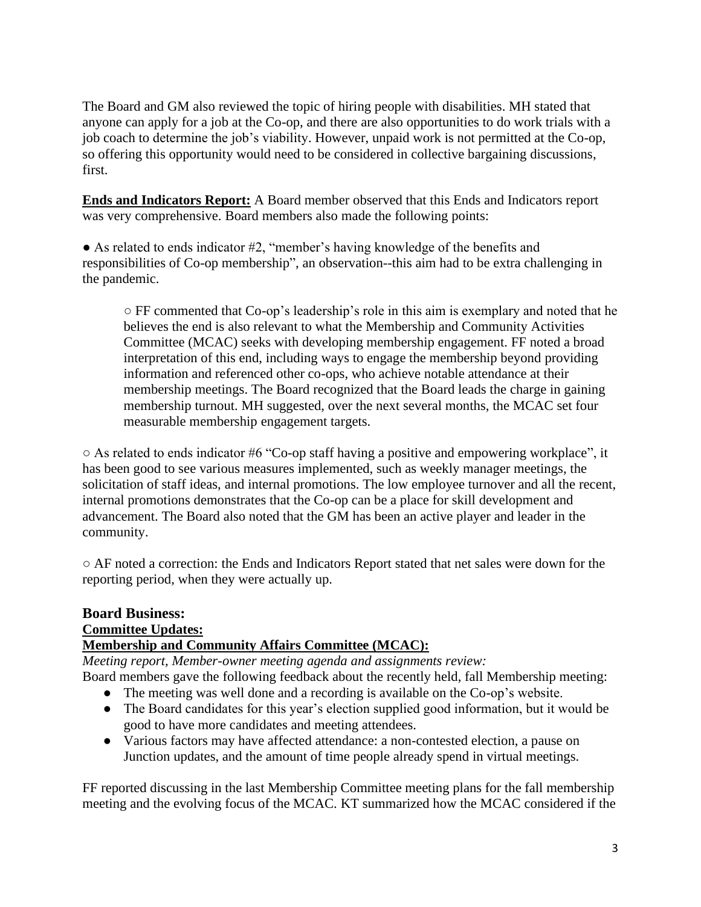The Board and GM also reviewed the topic of hiring people with disabilities. MH stated that anyone can apply for a job at the Co-op, and there are also opportunities to do work trials with a job coach to determine the job's viability. However, unpaid work is not permitted at the Co-op, so offering this opportunity would need to be considered in collective bargaining discussions, first.

**Ends and Indicators Report:** A Board member observed that this Ends and Indicators report was very comprehensive. Board members also made the following points:

● As related to ends indicator #2, "member's having knowledge of the benefits and responsibilities of Co-op membership", an observation--this aim had to be extra challenging in the pandemic.

> ○ FF commented that Co-op's leadership's role in this aim is exemplary and noted that he believes the end is also relevant to what the Membership and Community Activities Committee (MCAC) seeks with developing membership engagement. FF noted a broad interpretation of this end, including ways to engage the membership beyond providing information and referenced other co-ops, who achieve notable attendance at their membership meetings. The Board recognized that the Board leads the charge in gaining membership turnout. MH suggested, over the next several months, the MCAC set four measurable membership engagement targets.

○ As related to ends indicator #6 "Co-op staff having a positive and empowering workplace", it has been good to see various measures implemented, such as weekly manager meetings, the solicitation of staff ideas, and internal promotions. The low employee turnover and all the recent, internal promotions demonstrates that the Co-op can be a place for skill development and advancement. The Board also noted that the GM has been an active player and leader in the community.

○ AF noted a correction: the Ends and Indicators Report stated that net sales were down for the reporting period, when they were actually up.

## Board Business:

**Committee Updates:**

**Membership and Community Affairs Committee (MCAC):**

*Meeting report, Member-owner meeting agenda and assignments review:*
Board members gave the following feedback about the recently held, fall Membership meeting:

- The meeting was well done and a recording is available on the Co-op's website.
- The Board candidates for this year's election supplied good information, but it would be good to have more candidates and meeting attendees.
- Various factors may have affected attendance: a non-contested election, a pause on Junction updates, and the amount of time people already spend in virtual meetings.

FF reported discussing in the last Membership Committee meeting plans for the fall membership meeting and the evolving focus of the MCAC. KT summarized how the MCAC considered if the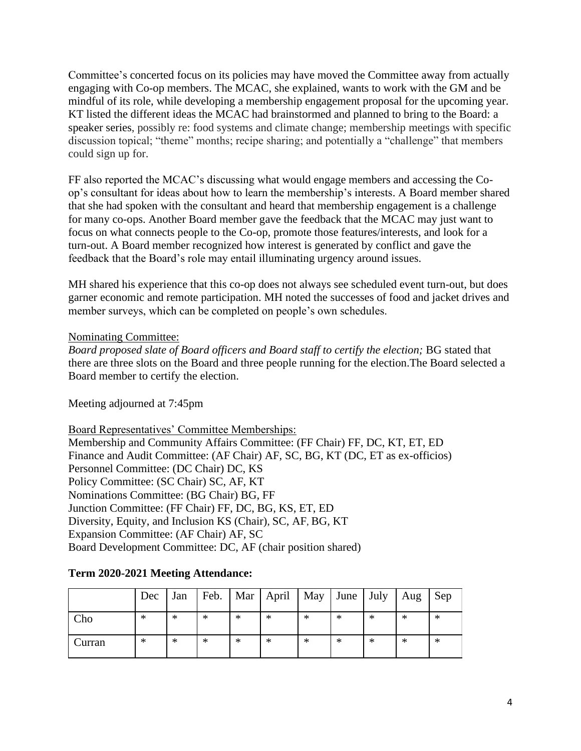Committee's concerted focus on its policies may have moved the Committee away from actually engaging with Co-op members. The MCAC, she explained, wants to work with the GM and be mindful of its role, while developing a membership engagement proposal for the upcoming year. KT listed the different ideas the MCAC had brainstormed and planned to bring to the Board: a speaker series, possibly re: food systems and climate change; membership meetings with specific discussion topical; "theme" months; recipe sharing; and potentially a "challenge" that members could sign up for.

FF also reported the MCAC's discussing what would engage members and accessing the Co-op's consultant for ideas about how to learn the membership's interests. A Board member shared that she had spoken with the consultant and heard that membership engagement is a challenge for many co-ops. Another Board member gave the feedback that the MCAC may just want to focus on what connects people to the Co-op, promote those features/interests, and look for a turn-out. A Board member recognized how interest is generated by conflict and gave the feedback that the Board's role may entail illuminating urgency around issues.

MH shared his experience that this co-op does not always see scheduled event turn-out, but does garner economic and remote participation. MH noted the successes of food and jacket drives and member surveys, which can be completed on people's own schedules.

Nominating Committee:

*Board proposed slate of Board officers and Board staff to certify the election;* BG stated that there are three slots on the Board and three people running for the election.The Board selected a Board member to certify the election.

Meeting adjourned at 7:45pm

Board Representatives' Committee Memberships:

Membership and Community Affairs Committee: (FF Chair) FF, DC, KT, ET, ED
Finance and Audit Committee: (AF Chair) AF, SC, BG, KT (DC, ET as ex-officios)
Personnel Committee: (DC Chair) DC, KS
Policy Committee: (SC Chair) SC, AF, KT
Nominations Committee: (BG Chair) BG, FF
Junction Committee: (FF Chair) FF, DC, BG, KS, ET, ED
Diversity, Equity, and Inclusion KS (Chair), SC, AF, BG, KT
Expansion Committee: (AF Chair) AF, SC
Board Development Committee: DC, AF (chair position shared)

**Term 2020-2021 Meeting Attendance:**

| | Dec | Jan | Feb. | Mar | April | May | June | July | Aug | Sep |
|---|---|---|---|---|---|---|---|---|---|---|
| Cho | * | * | * | * | * | * | * | * | * | * |
| Curran | * | * | * | * | * | * | * | * | * | * |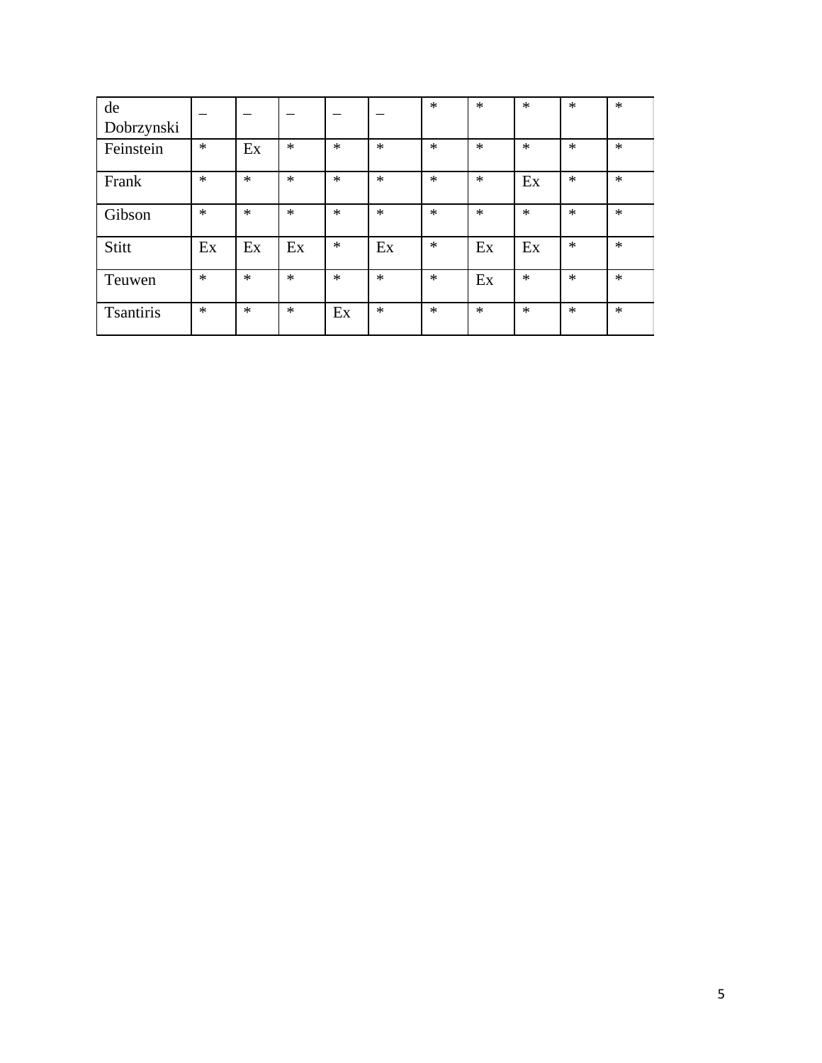| | | | | | | | | | | |
|---|---|---|---|---|---|---|---|---|---|---|
| de Dobrzynski | – | – | – | – | – | * | * | * | * | * |
| Feinstein | * | Ex | * | * | * | * | * | * | * | * |
| Frank | * | * | * | * | * | * | * | Ex | * | * |
| Gibson | * | * | * | * | * | * | * | * | * | * |
| Stitt | Ex | Ex | Ex | * | Ex | * | Ex | Ex | * | * |
| Teuwen | * | * | * | * | * | * | Ex | * | * | * |
| Tsantiris | * | * | * | Ex | * | * | * | * | * | * |